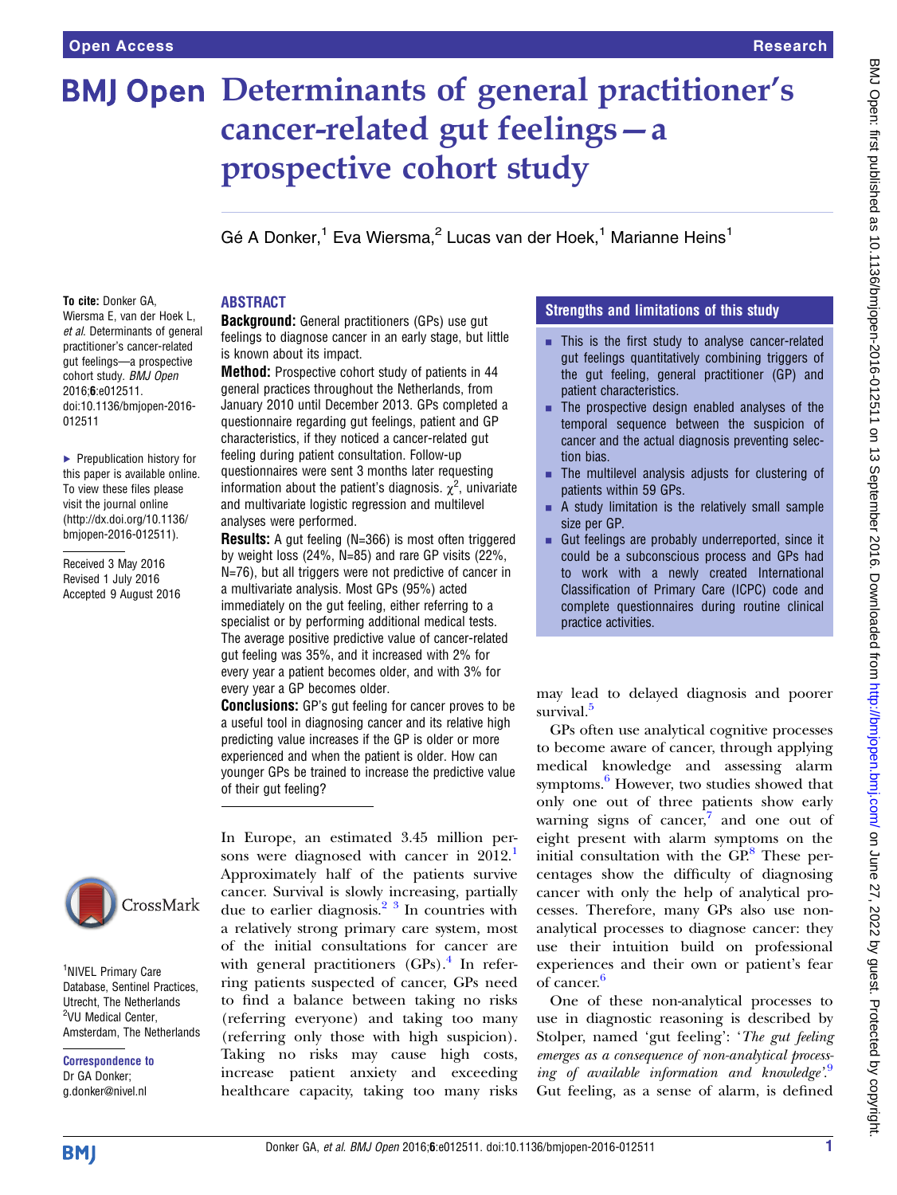# Determinants of general practitioner's cancer-related gut feelings—a prospective cohort study

Gé A Donker,[1] Eva Wiersma,[2] Lucas van der Hoek,[1] Marianne Heins[1]

**To cite:** Donker GA, Wiersma E, van der Hoek L, *et al*. Determinants of general practitioner's cancer-related gut feelings—a prospective cohort study. *BMJ Open* 2016;**6**:e012511. doi:10.1136/bmjopen-2016-012511

▸ Prepublication history for this paper is available online. To view these files please visit the journal online (http://dx.doi.org/10.1136/bmjopen-2016-012511).

Received 3 May 2016
Revised 1 July 2016
Accepted 9 August 2016

[1]NIVEL Primary Care Database, Sentinel Practices, Utrecht, The Netherlands
[2]VU Medical Center, Amsterdam, The Netherlands

**Correspondence to**
Dr GA Donker;
g.donker@nivel.nl

## ABSTRACT

**Background:** General practitioners (GPs) use gut feelings to diagnose cancer in an early stage, but little is known about its impact.

**Method:** Prospective cohort study of patients in 44 general practices throughout the Netherlands, from January 2010 until December 2013. GPs completed a questionnaire regarding gut feelings, patient and GP characteristics, if they noticed a cancer-related gut feeling during patient consultation. Follow-up questionnaires were sent 3 months later requesting information about the patient's diagnosis. $\chi^2$, univariate and multivariate logistic regression and multilevel analyses were performed.

**Results:** A gut feeling (N=366) is most often triggered by weight loss (24%, N=85) and rare GP visits (22%, N=76), but all triggers were not predictive of cancer in a multivariate analysis. Most GPs (95%) acted immediately on the gut feeling, either referring to a specialist or by performing additional medical tests. The average positive predictive value of cancer-related gut feeling was 35%, and it increased with 2% for every year a patient becomes older, and with 3% for every year a GP becomes older.

**Conclusions:** GP's gut feeling for cancer proves to be a useful tool in diagnosing cancer and its relative high predicting value increases if the GP is older or more experienced and when the patient is older. How can younger GPs be trained to increase the predictive value of their gut feeling?

## Strengths and limitations of this study

- This is the first study to analyse cancer-related gut feelings quantitatively combining triggers of the gut feeling, general practitioner (GP) and patient characteristics.
- The prospective design enabled analyses of the temporal sequence between the suspicion of cancer and the actual diagnosis preventing selection bias.
- The multilevel analysis adjusts for clustering of patients within 59 GPs.
- A study limitation is the relatively small sample size per GP.
- Gut feelings are probably underreported, since it could be a subconscious process and GPs had to work with a newly created International Classification of Primary Care (ICPC) code and complete questionnaires during routine clinical practice activities.

In Europe, an estimated 3.45 million persons were diagnosed with cancer in 2012.[1] Approximately half of the patients survive cancer. Survival is slowly increasing, partially due to earlier diagnosis.[2 3] In countries with a relatively strong primary care system, most of the initial consultations for cancer are with general practitioners (GPs).[4] In referring patients suspected of cancer, GPs need to find a balance between taking no risks (referring everyone) and taking too many risks (referring only those with high suspicion). Taking no risks may cause high costs, increase patient anxiety and exceeding healthcare capacity, taking too many risks may lead to delayed diagnosis and poorer survival.[5]

GPs often use analytical cognitive processes to become aware of cancer, through applying medical knowledge and assessing alarm symptoms.[6] However, two studies showed that only one out of three patients show early warning signs of cancer,[7] and one out of eight present with alarm symptoms on the initial consultation with the GP.[8] These percentages show the difficulty of diagnosing cancer with only the help of analytical processes. Therefore, many GPs also use non-analytical processes to diagnose cancer: they use their intuition build on professional experiences and their own or patient's fear of cancer.[6]

One of these non-analytical processes to use in diagnostic reasoning is described by Stolper, named 'gut feeling': '*The gut feeling emerges as a consequence of non-analytical processing of available information and knowledge*'.[9] Gut feeling, as a sense of alarm, is defined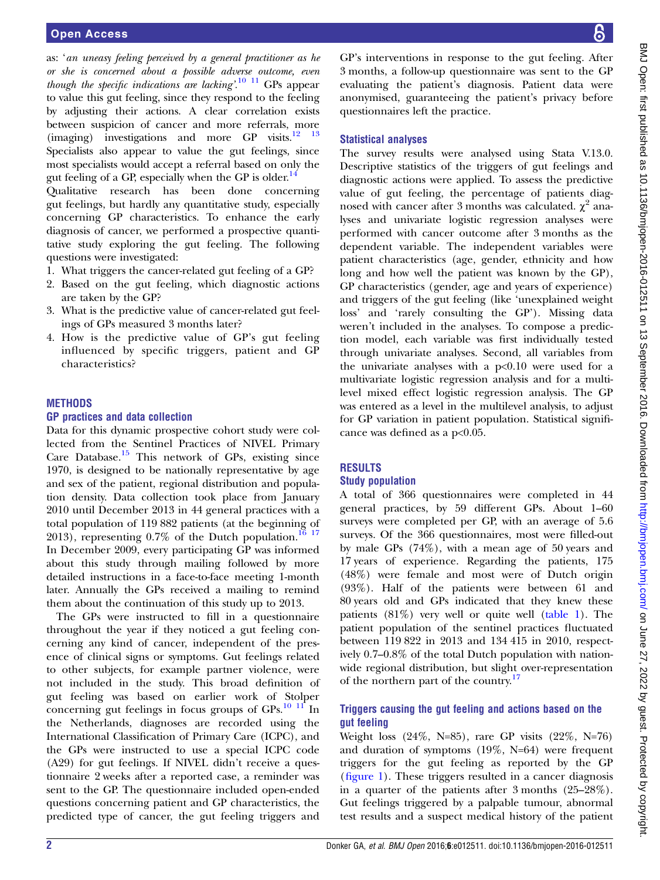as: '*an uneasy feeling perceived by a general practitioner as he or she is concerned about a possible adverse outcome, even though the specific indications are lacking*'.[10 11] GPs appear to value this gut feeling, since they respond to the feeling by adjusting their actions. A clear correlation exists between suspicion of cancer and more referrals, more (imaging) investigations and more GP visits.[12 13] Specialists also appear to value the gut feelings, since most specialists would accept a referral based on only the gut feeling of a GP, especially when the GP is older.[14]

Qualitative research has been done concerning gut feelings, but hardly any quantitative study, especially concerning GP characteristics. To enhance the early diagnosis of cancer, we performed a prospective quantitative study exploring the gut feeling. The following questions were investigated:

1. What triggers the cancer-related gut feeling of a GP?
2. Based on the gut feeling, which diagnostic actions are taken by the GP?
3. What is the predictive value of cancer-related gut feelings of GPs measured 3 months later?
4. How is the predictive value of GP's gut feeling influenced by specific triggers, patient and GP characteristics?

## METHODS

### GP practices and data collection

Data for this dynamic prospective cohort study were collected from the Sentinel Practices of NIVEL Primary Care Database.[15] This network of GPs, existing since 1970, is designed to be nationally representative by age and sex of the patient, regional distribution and population density. Data collection took place from January 2010 until December 2013 in 44 general practices with a total population of 119 882 patients (at the beginning of 2013), representing 0.7% of the Dutch population.[16 17] In December 2009, every participating GP was informed about this study through mailing followed by more detailed instructions in a face-to-face meeting 1-month later. Annually the GPs received a mailing to remind them about the continuation of this study up to 2013.

The GPs were instructed to fill in a questionnaire throughout the year if they noticed a gut feeling concerning any kind of cancer, independent of the presence of clinical signs or symptoms. Gut feelings related to other subjects, for example partner violence, were not included in the study. This broad definition of gut feeling was based on earlier work of Stolper concerning gut feelings in focus groups of GPs.[10 11] In the Netherlands, diagnoses are recorded using the International Classification of Primary Care (ICPC), and the GPs were instructed to use a special ICPC code (A29) for gut feelings. If NIVEL didn't receive a questionnaire 2 weeks after a reported case, a reminder was sent to the GP. The questionnaire included open-ended questions concerning patient and GP characteristics, the predicted type of cancer, the gut feeling triggers and GP's interventions in response to the gut feeling. After 3 months, a follow-up questionnaire was sent to the GP evaluating the patient's diagnosis. Patient data were anonymised, guaranteeing the patient's privacy before questionnaires left the practice.

### Statistical analyses

The survey results were analysed using Stata V.13.0. Descriptive statistics of the triggers of gut feelings and diagnostic actions were applied. To assess the predictive value of gut feeling, the percentage of patients diagnosed with cancer after 3 months was calculated. $\chi^2$ analyses and univariate logistic regression analyses were performed with cancer outcome after 3 months as the dependent variable. The independent variables were patient characteristics (age, gender, ethnicity and how long and how well the patient was known by the GP), GP characteristics (gender, age and years of experience) and triggers of the gut feeling (like 'unexplained weight loss' and 'rarely consulting the GP'). Missing data weren't included in the analyses. To compose a prediction model, each variable was first individually tested through univariate analyses. Second, all variables from the univariate analyses with a $p<0.10$ were used for a multivariate logistic regression analysis and for a multilevel mixed effect logistic regression analysis. The GP was entered as a level in the multilevel analysis, to adjust for GP variation in patient population. Statistical significance was defined as a $p<0.05$.

## RESULTS

### Study population

A total of 366 questionnaires were completed in 44 general practices, by 59 different GPs. About 1–60 surveys were completed per GP, with an average of 5.6 surveys. Of the 366 questionnaires, most were filled-out by male GPs (74%), with a mean age of 50 years and 17 years of experience. Regarding the patients, 175 (48%) were female and most were of Dutch origin (93%). Half of the patients were between 61 and 80 years old and GPs indicated that they knew these patients (81%) very well or quite well (table 1). The patient population of the sentinel practices fluctuated between 119 822 in 2013 and 134 415 in 2010, respectively 0.7–0.8% of the total Dutch population with nationwide regional distribution, but slight over-representation of the northern part of the country.[17]

### Triggers causing the gut feeling and actions based on the gut feeling

Weight loss (24%, N=85), rare GP visits (22%, N=76) and duration of symptoms (19%, N=64) were frequent triggers for the gut feeling as reported by the GP (figure 1). These triggers resulted in a cancer diagnosis in a quarter of the patients after 3 months (25–28%). Gut feelings triggered by a palpable tumour, abnormal test results and a suspect medical history of the patient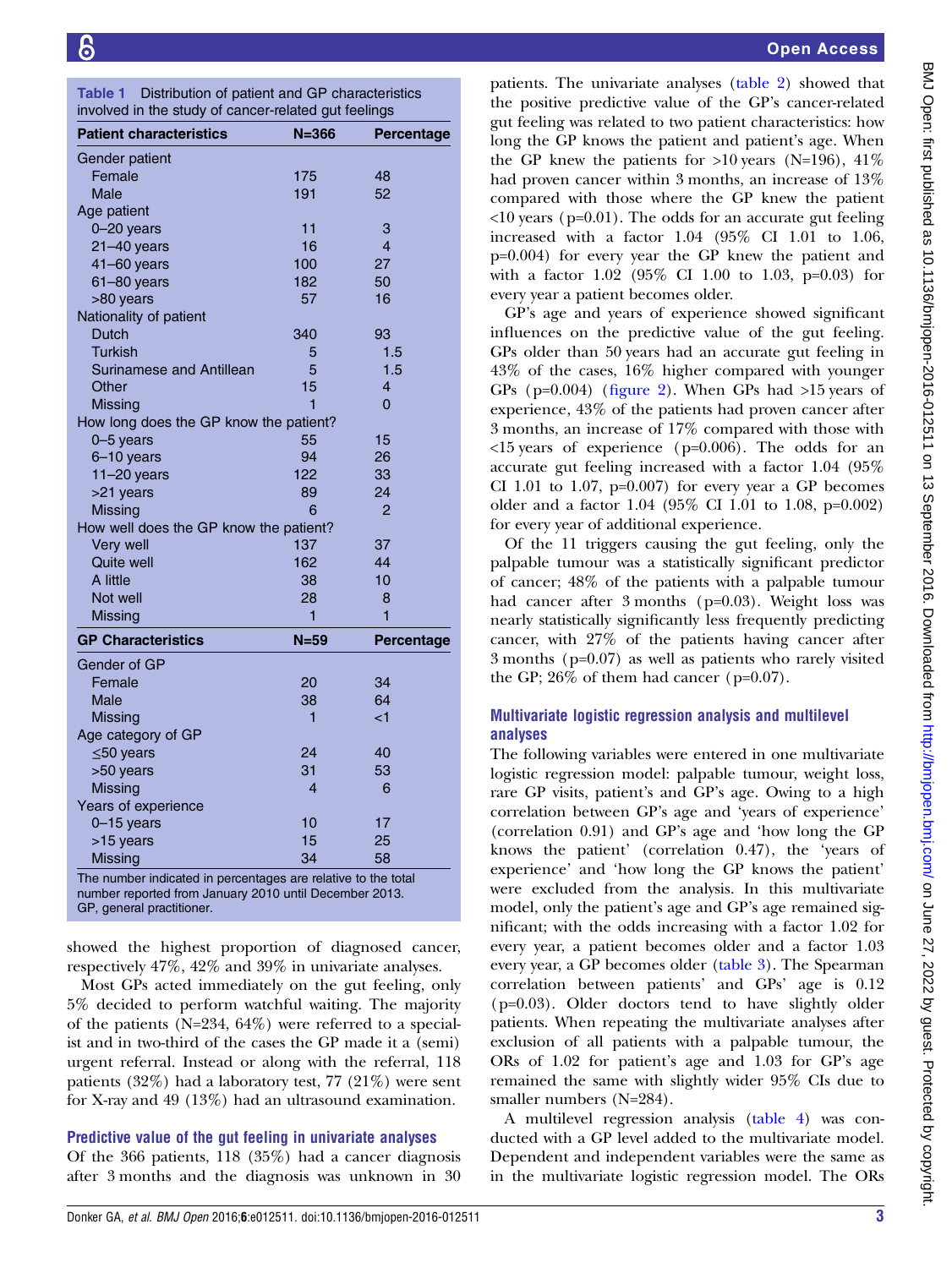**Table 1** Distribution of patient and GP characteristics involved in the study of cancer-related gut feelings

| Patient characteristics | N=366 | Percentage |
|---|---|---|
| Gender patient | | |
| Female | 175 | 48 |
| Male | 191 | 52 |
| Age patient | | |
| 0–20 years | 11 | 3 |
| 21–40 years | 16 | 4 |
| 41–60 years | 100 | 27 |
| 61–80 years | 182 | 50 |
| >80 years | 57 | 16 |
| Nationality of patient | | |
| Dutch | 340 | 93 |
| Turkish | 5 | 1.5 |
| Surinamese and Antillean | 5 | 1.5 |
| Other | 15 | 4 |
| Missing | 1 | 0 |
| How long does the GP know the patient? | | |
| 0–5 years | 55 | 15 |
| 6–10 years | 94 | 26 |
| 11–20 years | 122 | 33 |
| >21 years | 89 | 24 |
| Missing | 6 | 2 |
| How well does the GP know the patient? | | |
| Very well | 137 | 37 |
| Quite well | 162 | 44 |
| A little | 38 | 10 |
| Not well | 28 | 8 |
| Missing | 1 | 1 |
| **GP Characteristics** | **N=59** | **Percentage** |
| Gender of GP | | |
| Female | 20 | 34 |
| Male | 38 | 64 |
| Missing | 1 | <1 |
| Age category of GP | | |
| ≤50 years | 24 | 40 |
| >50 years | 31 | 53 |
| Missing | 4 | 6 |
| Years of experience | | |
| 0–15 years | 10 | 17 |
| >15 years | 15 | 25 |
| Missing | 34 | 58 |

The number indicated in percentages are relative to the total number reported from January 2010 until December 2013.
GP, general practitioner.

showed the highest proportion of diagnosed cancer, respectively 47%, 42% and 39% in univariate analyses.

Most GPs acted immediately on the gut feeling, only 5% decided to perform watchful waiting. The majority of the patients (N=234, 64%) were referred to a specialist and in two-third of the cases the GP made it a (semi) urgent referral. Instead or along with the referral, 118 patients (32%) had a laboratory test, 77 (21%) were sent for X-ray and 49 (13%) had an ultrasound examination.

### Predictive value of the gut feeling in univariate analyses

Of the 366 patients, 118 (35%) had a cancer diagnosis after 3 months and the diagnosis was unknown in 30 patients. The univariate analyses (table 2) showed that the positive predictive value of the GP's cancer-related gut feeling was related to two patient characteristics: how long the GP knows the patient and patient's age. When the GP knew the patients for >10 years (N=196), 41% had proven cancer within 3 months, an increase of 13% compared with those where the GP knew the patient <10 years (p=0.01). The odds for an accurate gut feeling increased with a factor 1.04 (95% CI 1.01 to 1.06, p=0.004) for every year the GP knew the patient and with a factor 1.02 (95% CI 1.00 to 1.03, p=0.03) for every year a patient becomes older.

GP's age and years of experience showed significant influences on the predictive value of the gut feeling. GPs older than 50 years had an accurate gut feeling in 43% of the cases, 16% higher compared with younger GPs (p=0.004) (figure 2). When GPs had >15 years of experience, 43% of the patients had proven cancer after 3 months, an increase of 17% compared with those with <15 years of experience (p=0.006). The odds for an accurate gut feeling increased with a factor 1.04 (95% CI 1.01 to 1.07, p=0.007) for every year a GP becomes older and a factor 1.04 (95% CI 1.01 to 1.08, p=0.002) for every year of additional experience.

Of the 11 triggers causing the gut feeling, only the palpable tumour was a statistically significant predictor of cancer; 48% of the patients with a palpable tumour had cancer after 3 months (p=0.03). Weight loss was nearly statistically significantly less frequently predicting cancer, with 27% of the patients having cancer after 3 months (p=0.07) as well as patients who rarely visited the GP; 26% of them had cancer (p=0.07).

### Multivariate logistic regression analysis and multilevel analyses

The following variables were entered in one multivariate logistic regression model: palpable tumour, weight loss, rare GP visits, patient's and GP's age. Owing to a high correlation between GP's age and 'years of experience' (correlation 0.91) and GP's age and 'how long the GP knows the patient' (correlation 0.47), the 'years of experience' and 'how long the GP knows the patient' were excluded from the analysis. In this multivariate model, only the patient's age and GP's age remained significant; with the odds increasing with a factor 1.02 for every year, a patient becomes older and a factor 1.03 every year, a GP becomes older (table 3). The Spearman correlation between patients' and GPs' age is 0.12 (p=0.03). Older doctors tend to have slightly older patients. When repeating the multivariate analyses after exclusion of all patients with a palpable tumour, the ORs of 1.02 for patient's age and 1.03 for GP's age remained the same with slightly wider 95% CIs due to smaller numbers (N=284).

A multilevel regression analysis (table 4) was conducted with a GP level added to the multivariate model. Dependent and independent variables were the same as in the multivariate logistic regression model. The ORs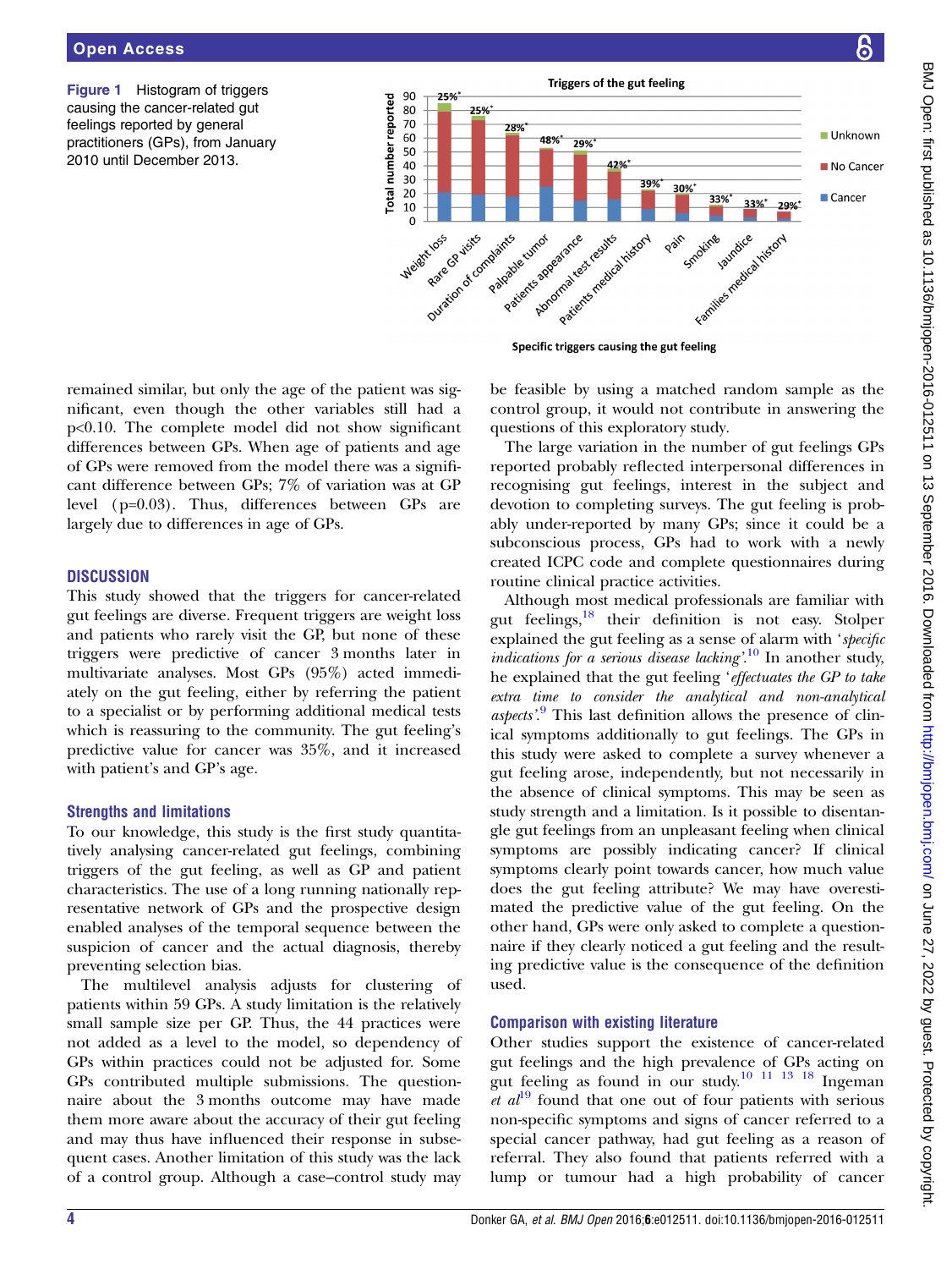**Figure 1** Histogram of triggers causing the cancer-related gut feelings reported by general practitioners (GPs), from January 2010 until December 2013.

remained similar, but only the age of the patient was significant, even though the other variables still had a p<0.10. The complete model did not show significant differences between GPs. When age of patients and age of GPs were removed from the model there was a significant difference between GPs; 7% of variation was at GP level (p=0.03). Thus, differences between GPs are largely due to differences in age of GPs.

## DISCUSSION

This study showed that the triggers for cancer-related gut feelings are diverse. Frequent triggers are weight loss and patients who rarely visit the GP, but none of these triggers were predictive of cancer 3 months later in multivariate analyses. Most GPs (95%) acted immediately on the gut feeling, either by referring the patient to a specialist or by performing additional medical tests which is reassuring to the community. The gut feeling's predictive value for cancer was 35%, and it increased with patient's and GP's age.

### Strengths and limitations

To our knowledge, this study is the first study quantitatively analysing cancer-related gut feelings, combining triggers of the gut feeling, as well as GP and patient characteristics. The use of a long running nationally representative network of GPs and the prospective design enabled analyses of the temporal sequence between the suspicion of cancer and the actual diagnosis, thereby preventing selection bias.

The multilevel analysis adjusts for clustering of patients within 59 GPs. A study limitation is the relatively small sample size per GP. Thus, the 44 practices were not added as a level to the model, so dependency of GPs within practices could not be adjusted for. Some GPs contributed multiple submissions. The questionnaire about the 3 months outcome may have made them more aware about the accuracy of their gut feeling and may thus have influenced their response in subsequent cases. Another limitation of this study was the lack of a control group. Although a case–control study may be feasible by using a matched random sample as the control group, it would not contribute in answering the questions of this exploratory study.

The large variation in the number of gut feelings GPs reported probably reflected interpersonal differences in recognising gut feelings, interest in the subject and devotion to completing surveys. The gut feeling is probably under-reported by many GPs; since it could be a subconscious process, GPs had to work with a newly created ICPC code and complete questionnaires during routine clinical practice activities.

Although most medical professionals are familiar with gut feelings,[18] their definition is not easy. Stolper explained the gut feeling as a sense of alarm with '*specific indications for a serious disease lacking*'.[10] In another study, he explained that the gut feeling '*effectuates the GP to take extra time to consider the analytical and non-analytical aspects*'.[9] This last definition allows the presence of clinical symptoms additionally to gut feelings. The GPs in this study were asked to complete a survey whenever a gut feeling arose, independently, but not necessarily in the absence of clinical symptoms. This may be seen as study strength and a limitation. Is it possible to disentangle gut feelings from an unpleasant feeling when clinical symptoms are possibly indicating cancer? If clinical symptoms clearly point towards cancer, how much value does the gut feeling attribute? We may have overestimated the predictive value of the gut feeling. On the other hand, GPs were only asked to complete a questionnaire if they clearly noticed a gut feeling and the resulting predictive value is the consequence of the definition used.

### Comparison with existing literature

Other studies support the existence of cancer-related gut feelings and the high prevalence of GPs acting on gut feeling as found in our study.[10 11 13 18] Ingeman *et al*[19] found that one out of four patients with serious non-specific symptoms and signs of cancer referred to a special cancer pathway, had gut feeling as a reason of referral. They also found that patients referred with a lump or tumour had a high probability of cancer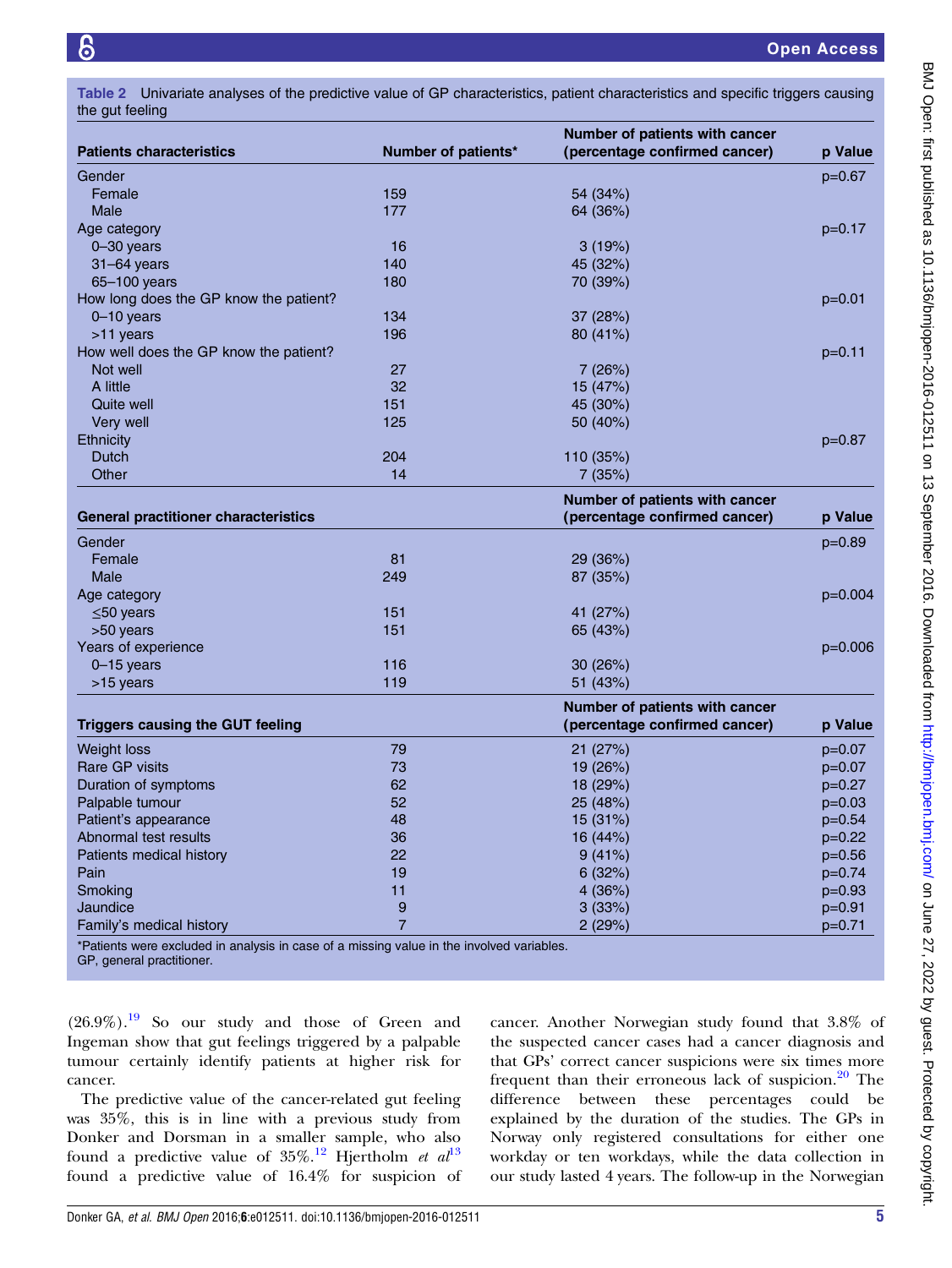**Table 2** Univariate analyses of the predictive value of GP characteristics, patient characteristics and specific triggers causing the gut feeling

| Patients characteristics | Number of patients* | Number of patients with cancer (percentage confirmed cancer) | p Value |
|---|---|---|---|
| Gender | | | p=0.67 |
| Female | 159 | 54 (34%) | |
| Male | 177 | 64 (36%) | |
| Age category | | | p=0.17 |
| 0–30 years | 16 | 3 (19%) | |
| 31–64 years | 140 | 45 (32%) | |
| 65–100 years | 180 | 70 (39%) | |
| How long does the GP know the patient? | | | p=0.01 |
| 0–10 years | 134 | 37 (28%) | |
| >11 years | 196 | 80 (41%) | |
| How well does the GP know the patient? | | | p=0.11 |
| Not well | 27 | 7 (26%) | |
| A little | 32 | 15 (47%) | |
| Quite well | 151 | 45 (30%) | |
| Very well | 125 | 50 (40%) | |
| Ethnicity | | | p=0.87 |
| Dutch | 204 | 110 (35%) | |
| Other | 14 | 7 (35%) | |
| **General practitioner characteristics** | | **Number of patients with cancer (percentage confirmed cancer)** | **p Value** |
| Gender | | | p=0.89 |
| Female | 81 | 29 (36%) | |
| Male | 249 | 87 (35%) | |
| Age category | | | p=0.004 |
| ≤50 years | 151 | 41 (27%) | |
| >50 years | 151 | 65 (43%) | |
| Years of experience | | | p=0.006 |
| 0–15 years | 116 | 30 (26%) | |
| >15 years | 119 | 51 (43%) | |
| **Triggers causing the GUT feeling** | | **Number of patients with cancer (percentage confirmed cancer)** | **p Value** |
| Weight loss | 79 | 21 (27%) | p=0.07 |
| Rare GP visits | 73 | 19 (26%) | p=0.07 |
| Duration of symptoms | 62 | 18 (29%) | p=0.27 |
| Palpable tumour | 52 | 25 (48%) | p=0.03 |
| Patient's appearance | 48 | 15 (31%) | p=0.54 |
| Abnormal test results | 36 | 16 (44%) | p=0.22 |
| Patients medical history | 22 | 9 (41%) | p=0.56 |
| Pain | 19 | 6 (32%) | p=0.74 |
| Smoking | 11 | 4 (36%) | p=0.93 |
| Jaundice | 9 | 3 (33%) | p=0.91 |
| Family's medical history | 7 | 2 (29%) | p=0.71 |

*Patients were excluded in analysis in case of a missing value in the involved variables.
GP, general practitioner.

(26.9%).[19] So our study and those of Green and Ingeman show that gut feelings triggered by a palpable tumour certainly identify patients at higher risk for cancer.

The predictive value of the cancer-related gut feeling was 35%, this is in line with a previous study from Donker and Dorsman in a smaller sample, who also found a predictive value of 35%.[12] Hjertholm *et al*[13] found a predictive value of 16.4% for suspicion of cancer. Another Norwegian study found that 3.8% of the suspected cancer cases had a cancer diagnosis and that GPs' correct cancer suspicions were six times more frequent than their erroneous lack of suspicion.[20] The difference between these percentages could be explained by the duration of the studies. The GPs in Norway only registered consultations for either one workday or ten workdays, while the data collection in our study lasted 4 years. The follow-up in the Norwegian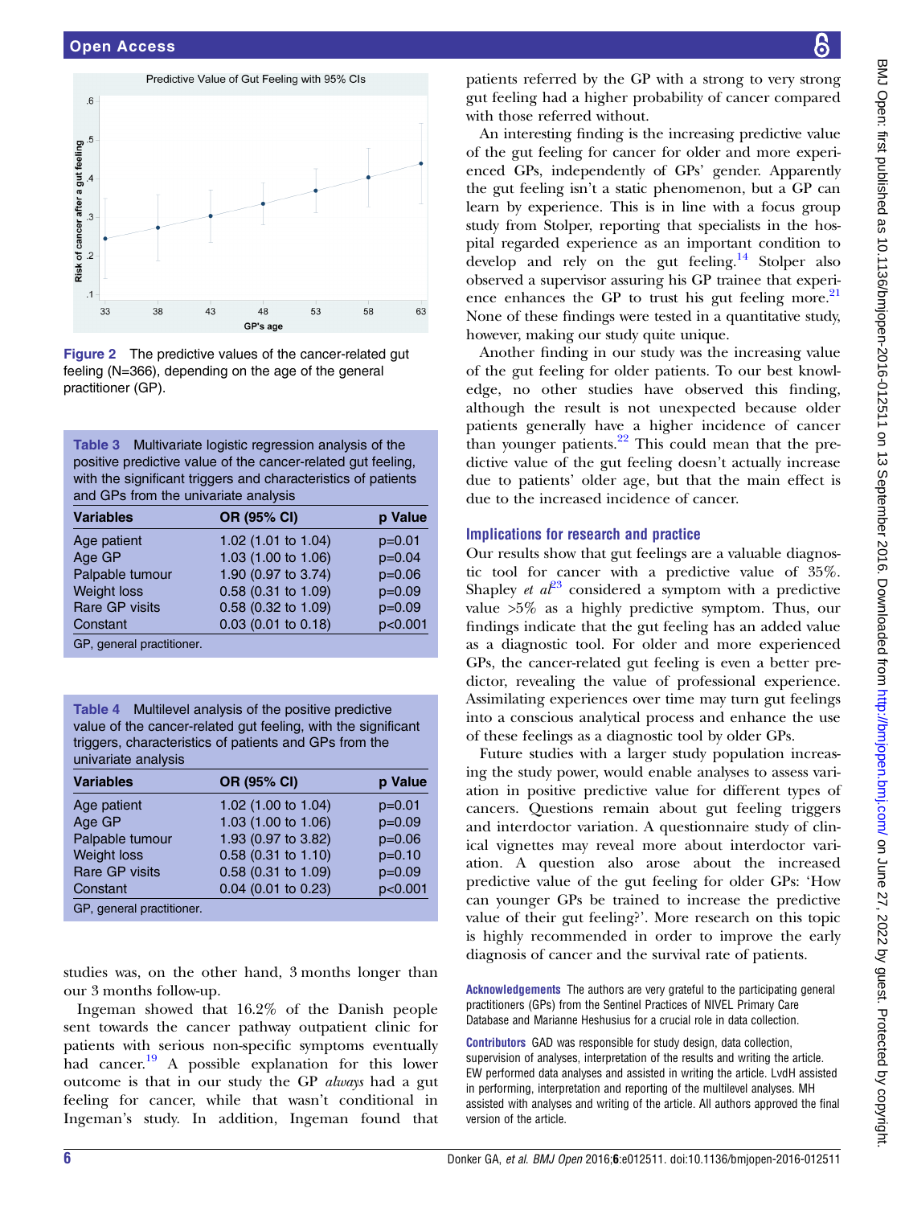Predictive Value of Gut Feeling with 95% CIs

Risk of cancer after a gut feeling

.6

.5

.4

.3

.2

.1

33 38 43 48 53 58 63

GP's age

Figure 2 The predictive values of the cancer-related gut feeling (N=366), depending on the age of the general practitioner (GP).

**Table 3** Multivariate logistic regression analysis of the positive predictive value of the cancer-related gut feeling, with the significant triggers and characteristics of patients and GPs from the univariate analysis

| Variables | OR (95% CI) | p Value |
|---|---|---|
| Age patient | 1.02 (1.01 to 1.04) | p=0.01 |
| Age GP | 1.03 (1.00 to 1.06) | p=0.04 |
| Palpable tumour | 1.90 (0.97 to 3.74) | p=0.06 |
| Weight loss | 0.58 (0.31 to 1.09) | p=0.09 |
| Rare GP visits | 0.58 (0.32 to 1.09) | p=0.09 |
| Constant | 0.03 (0.01 to 0.18) | p<0.001 |

GP, general practitioner.

**Table 4** Multilevel analysis of the positive predictive value of the cancer-related gut feeling, with the significant triggers, characteristics of patients and GPs from the univariate analysis

| Variables | OR (95% CI) | p Value |
|---|---|---|
| Age patient | 1.02 (1.00 to 1.04) | p=0.01 |
| Age GP | 1.03 (1.00 to 1.06) | p=0.09 |
| Palpable tumour | 1.93 (0.97 to 3.82) | p=0.06 |
| Weight loss | 0.58 (0.31 to 1.10) | p=0.10 |
| Rare GP visits | 0.58 (0.31 to 1.09) | p=0.09 |
| Constant | 0.04 (0.01 to 0.23) | p<0.001 |

GP, general practitioner.

studies was, on the other hand, 3 months longer than our 3 months follow-up.

Ingeman showed that 16.2% of the Danish people sent towards the cancer pathway outpatient clinic for patients with serious non-specific symptoms eventually had cancer.[19] A possible explanation for this lower outcome is that in our study the GP *always* had a gut feeling for cancer, while that wasn't conditional in Ingeman's study. In addition, Ingeman found that patients referred by the GP with a strong to very strong gut feeling had a higher probability of cancer compared with those referred without.

An interesting finding is the increasing predictive value of the gut feeling for cancer for older and more experienced GPs, independently of GPs' gender. Apparently the gut feeling isn't a static phenomenon, but a GP can learn by experience. This is in line with a focus group study from Stolper, reporting that specialists in the hospital regarded experience as an important condition to develop and rely on the gut feeling.[14] Stolper also observed a supervisor assuring his GP trainee that experience enhances the GP to trust his gut feeling more.[21] None of these findings were tested in a quantitative study, however, making our study quite unique.

Another finding in our study was the increasing value of the gut feeling for older patients. To our best knowledge, no other studies have observed this finding, although the result is not unexpected because older patients generally have a higher incidence of cancer than younger patients.[22] This could mean that the predictive value of the gut feeling doesn't actually increase due to patients' older age, but that the main effect is due to the increased incidence of cancer.

## Implications for research and practice

Our results show that gut feelings are a valuable diagnostic tool for cancer with a predictive value of 35%. Shapley *et al*[23] considered a symptom with a predictive value >5% as a highly predictive symptom. Thus, our findings indicate that the gut feeling has an added value as a diagnostic tool. For older and more experienced GPs, the cancer-related gut feeling is even a better predictor, revealing the value of professional experience. Assimilating experiences over time may turn gut feelings into a conscious analytical process and enhance the use of these feelings as a diagnostic tool by older GPs.

Future studies with a larger study population increasing the study power, would enable analyses to assess variation in positive predictive value for different types of cancers. Questions remain about gut feeling triggers and interdoctor variation. A questionnaire study of clinical vignettes may reveal more about interdoctor variation. A question also arose about the increased predictive value of the gut feeling for older GPs: 'How can younger GPs be trained to increase the predictive value of their gut feeling?'. More research on this topic is highly recommended in order to improve the early diagnosis of cancer and the survival rate of patients.

**Acknowledgements** The authors are very grateful to the participating general practitioners (GPs) from the Sentinel Practices of NIVEL Primary Care Database and Marianne Heshusius for a crucial role in data collection.

**Contributors** GAD was responsible for study design, data collection, supervision of analyses, interpretation of the results and writing the article. EW performed data analyses and assisted in writing the article. LvdH assisted in performing, interpretation and reporting of the multilevel analyses. MH assisted with analyses and writing of the article. All authors approved the final version of the article.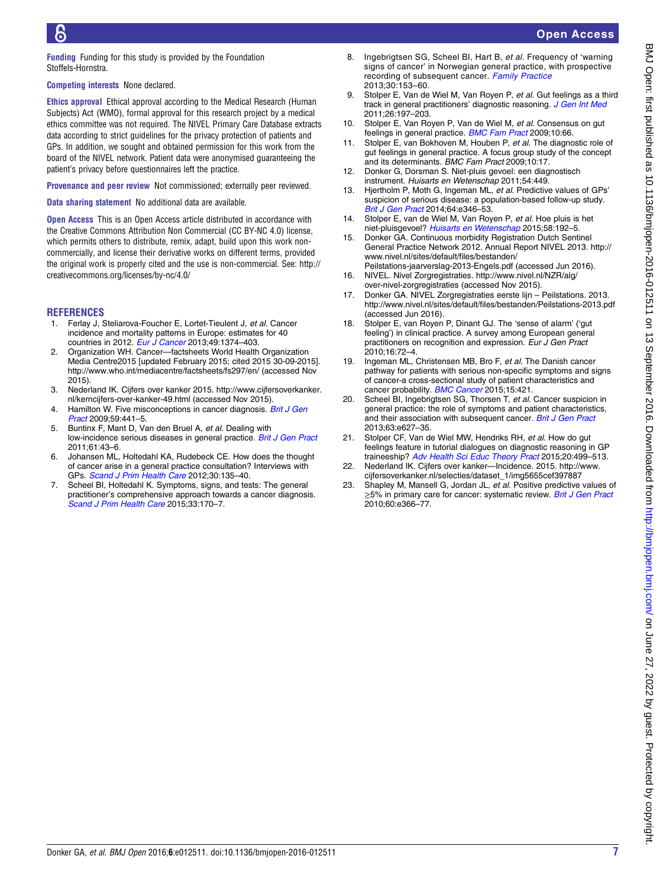**Funding** Funding for this study is provided by the Foundation Stoffels-Hornstra.

**Competing interests** None declared.

**Ethics approval** Ethical approval according to the Medical Research (Human Subjects) Act (WMO), formal approval for this research project by a medical ethics committee was not required. The NIVEL Primary Care Database extracts data according to strict guidelines for the privacy protection of patients and GPs. In addition, we sought and obtained permission for this work from the board of the NIVEL network. Patient data were anonymised guaranteeing the patient's privacy before questionnaires left the practice.

**Provenance and peer review** Not commissioned; externally peer reviewed.

**Data sharing statement** No additional data are available.

**Open Access** This is an Open Access article distributed in accordance with the Creative Commons Attribution Non Commercial (CC BY-NC 4.0) license, which permits others to distribute, remix, adapt, build upon this work non-commercially, and license their derivative works on different terms, provided the original work is properly cited and the use is non-commercial. See: http://creativecommons.org/licenses/by-nc/4.0/

## REFERENCES

1. Ferlay J, Steliarova-Foucher E, Lortet-Tieulent J, *et al*. Cancer incidence and mortality patterns in Europe: estimates for 40 countries in 2012. *Eur J Cancer* 2013;49:1374–403.
2. Organization WH. Cancer—factsheets World Health Organization Media Centre2015 [updated February 2015; cited 2015 30-09-2015]. http://www.who.int/mediacentre/factsheets/fs297/en/ (accessed Nov 2015).
3. Nederland IK. Cijfers over kanker 2015. http://www.cijfersoverkanker.nl/kerncijfers-over-kanker-49.html (accessed Nov 2015).
4. Hamilton W. Five misconceptions in cancer diagnosis. *Brit J Gen Pract* 2009;59:441–5.
5. Buntinx F, Mant D, Van den Bruel A, *et al*. Dealing with low-incidence serious diseases in general practice. *Brit J Gen Pract* 2011;61:43–6.
6. Johansen ML, Holtedahl KA, Rudebeck CE. How does the thought of cancer arise in a general practice consultation? Interviews with GPs. *Scand J Prim Health Care* 2012;30:135–40.
7. Scheel BI, Holtedahl K. Symptoms, signs, and tests: The general practitioner's comprehensive approach towards a cancer diagnosis. *Scand J Prim Health Care* 2015;33:170–7.
8. Ingebrigtsen SG, Scheel BI, Hart B, *et al*. Frequency of 'warning signs of cancer' in Norwegian general practice, with prospective recording of subsequent cancer. *Family Practice* 2013;30:153–60.
9. Stolper E, Van de Wiel M, Van Royen P, *et al*. Gut feelings as a third track in general practitioners' diagnostic reasoning. *J Gen Int Med* 2011;26:197–203.
10. Stolper E, Van Royen P, Van de Wiel M, *et al*. Consensus on gut feelings in general practice. *BMC Fam Pract* 2009;10:66.
11. Stolper E, van Bokhoven M, Houben P, *et al*. The diagnostic role of gut feelings in general practice. A focus group study of the concept and its determinants. *BMC Fam Pract* 2009;10:17.
12. Donker G, Dorsman S. Niet-pluis gevoel: een diagnostisch instrument. *Huisarts en Wetenschap* 2011;54:449.
13. Hjertholm P, Moth G, Ingeman ML, *et al*. Predictive values of GPs' suspicion of serious disease: a population-based follow-up study. *Brit J Gen Pract* 2014;64:e346–53.
14. Stolper E, van de Wiel M, Van Royen P, *et al*. Hoe pluis is het niet-pluisgevoel? *Huisarts en Wetenschap* 2015;58:192–5.
15. Donker GA. Continuous morbidity Registration Dutch Sentinel General Practice Network 2012. Annual Report NIVEL 2013. http://www.nivel.nl/sites/default/files/bestanden/Peilstations-jaarverslag-2013-Engels.pdf (accessed Jun 2016).
16. NIVEL. Nivel Zorgregistraties. http://www.nivel.nl/NZR/alg/over-nivel-zorgregistraties (accessed Nov 2015).
17. Donker GA. NIVEL Zorgregistraties eerste lijn – Peilstations. 2013. http://www.nivel.nl/sites/default/files/bestanden/Peilstations-2013.pdf (accessed Jun 2016).
18. Stolper E, van Royen P, Dinant GJ. The 'sense of alarm' ('gut feeling') in clinical practice. A survey among European general practitioners on recognition and expression. *Eur J Gen Pract* 2010;16:72–4.
19. Ingeman ML, Christensen MB, Bro F, *et al*. The Danish cancer pathway for patients with serious non-specific symptoms and signs of cancer-a cross-sectional study of patient characteristics and cancer probability. *BMC Cancer* 2015;15:421.
20. Scheel BI, Ingebrigtsen SG, Thorsen T, *et al*. Cancer suspicion in general practice: the role of symptoms and patient characteristics, and their association with subsequent cancer. *Brit J Gen Pract* 2013;63:e627–35.
21. Stolper CF, Van de Wiel MW, Hendriks RH, *et al*. How do gut feelings feature in tutorial dialogues on diagnostic reasoning in GP traineeship? *Adv Health Sci Educ Theory Pract* 2015;20:499–513.
22. Nederland IK. Cijfers over kanker—Incidence. 2015. http://www.cijfersoverkanker.nl/selecties/dataset_1/img5655cef397887
23. Shapley M, Mansell G, Jordan JL, *et al*. Positive predictive values of ≥5% in primary care for cancer: systematic review. *Brit J Gen Pract* 2010;60:e366–77.